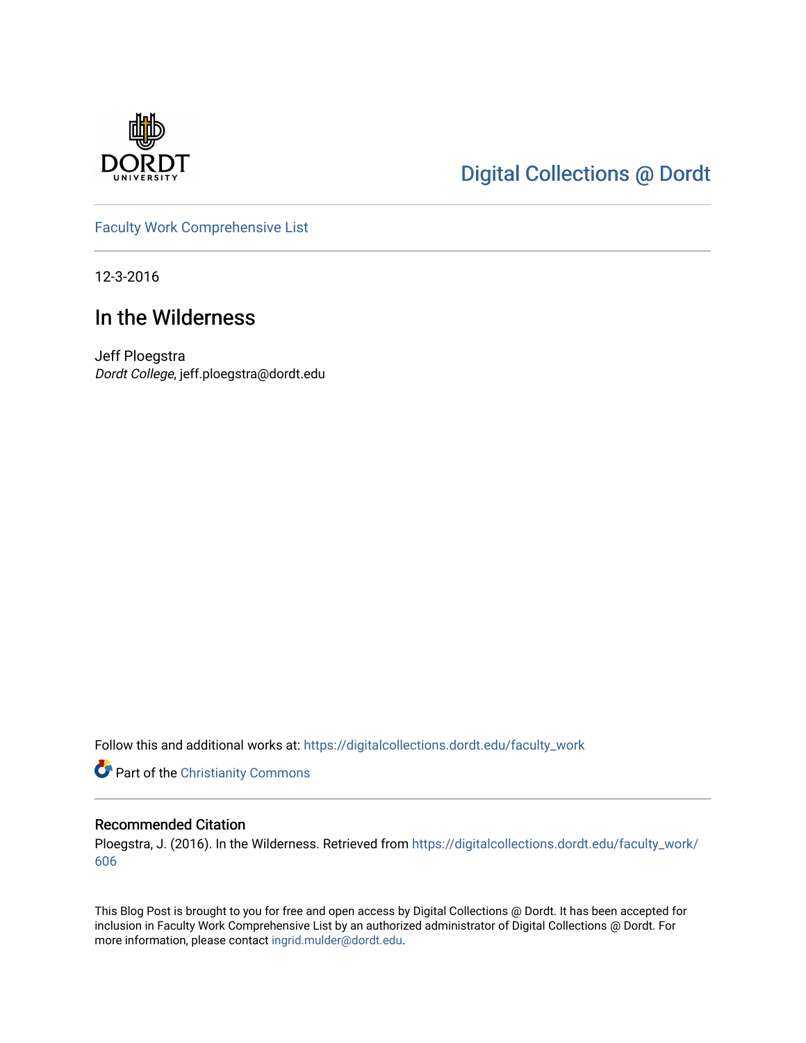Digital Collections @ Dordt

Faculty Work Comprehensive List

12-3-2016

# In the Wilderness

Jeff Ploegstra
*Dordt College*, jeff.ploegstra@dordt.edu

Follow this and additional works at: https://digitalcollections.dordt.edu/faculty_work

Part of the Christianity Commons

## Recommended Citation

Ploegstra, J. (2016). In the Wilderness. Retrieved from https://digitalcollections.dordt.edu/faculty_work/606

This Blog Post is brought to you for free and open access by Digital Collections @ Dordt. It has been accepted for inclusion in Faculty Work Comprehensive List by an authorized administrator of Digital Collections @ Dordt. For more information, please contact ingrid.mulder@dordt.edu.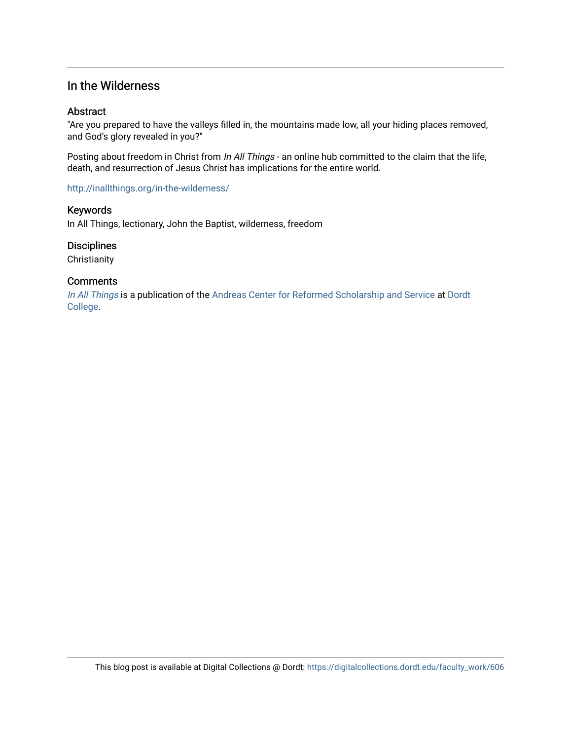## In the Wilderness

### Abstract

"Are you prepared to have the valleys filled in, the mountains made low, all your hiding places removed, and God's glory revealed in you?"

Posting about freedom in Christ from *In All Things* - an online hub committed to the claim that the life, death, and resurrection of Jesus Christ has implications for the entire world.

http://inallthings.org/in-the-wilderness/

### Keywords

In All Things, lectionary, John the Baptist, wilderness, freedom

### Disciplines

Christianity

### Comments

*In All Things* is a publication of the Andreas Center for Reformed Scholarship and Service at Dordt College.

This blog post is available at Digital Collections @ Dordt: https://digitalcollections.dordt.edu/faculty_work/606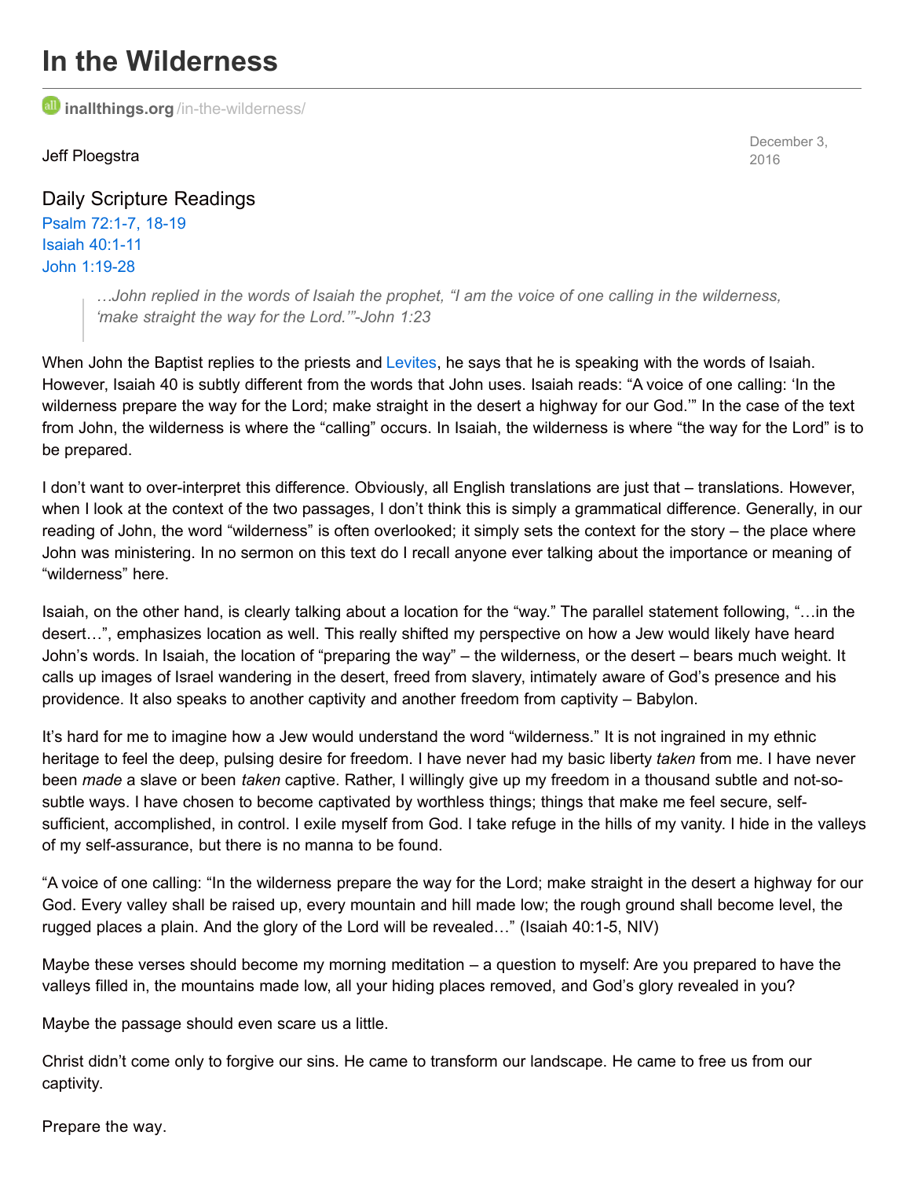# In the Wilderness

inallthings.org/in-the-wilderness/

Jeff Ploegstra

December 3, 2016

## Daily Scripture Readings

Psalm 72:1-7, 18-19
Isaiah 40:1-11
John 1:19-28

> *…John replied in the words of Isaiah the prophet, "I am the voice of one calling in the wilderness, 'make straight the way for the Lord.'"-John 1:23*

When John the Baptist replies to the priests and Levites, he says that he is speaking with the words of Isaiah. However, Isaiah 40 is subtly different from the words that John uses. Isaiah reads: "A voice of one calling: 'In the wilderness prepare the way for the Lord; make straight in the desert a highway for our God.'" In the case of the text from John, the wilderness is where the "calling" occurs. In Isaiah, the wilderness is where "the way for the Lord" is to be prepared.

I don't want to over-interpret this difference. Obviously, all English translations are just that – translations. However, when I look at the context of the two passages, I don't think this is simply a grammatical difference. Generally, in our reading of John, the word "wilderness" is often overlooked; it simply sets the context for the story – the place where John was ministering. In no sermon on this text do I recall anyone ever talking about the importance or meaning of "wilderness" here.

Isaiah, on the other hand, is clearly talking about a location for the "way." The parallel statement following, "…in the desert…", emphasizes location as well. This really shifted my perspective on how a Jew would likely have heard John's words. In Isaiah, the location of "preparing the way" – the wilderness, or the desert – bears much weight. It calls up images of Israel wandering in the desert, freed from slavery, intimately aware of God's presence and his providence. It also speaks to another captivity and another freedom from captivity – Babylon.

It's hard for me to imagine how a Jew would understand the word "wilderness." It is not ingrained in my ethnic heritage to feel the deep, pulsing desire for freedom. I have never had my basic liberty *taken* from me. I have never been *made* a slave or been *taken* captive. Rather, I willingly give up my freedom in a thousand subtle and not-so-subtle ways. I have chosen to become captivated by worthless things; things that make me feel secure, self-sufficient, accomplished, in control. I exile myself from God. I take refuge in the hills of my vanity. I hide in the valleys of my self-assurance, but there is no manna to be found.

"A voice of one calling: "In the wilderness prepare the way for the Lord; make straight in the desert a highway for our God. Every valley shall be raised up, every mountain and hill made low; the rough ground shall become level, the rugged places a plain. And the glory of the Lord will be revealed…" (Isaiah 40:1-5, NIV)

Maybe these verses should become my morning meditation – a question to myself: Are you prepared to have the valleys filled in, the mountains made low, all your hiding places removed, and God's glory revealed in you?

Maybe the passage should even scare us a little.

Christ didn't come only to forgive our sins. He came to transform our landscape. He came to free us from our captivity.

Prepare the way.